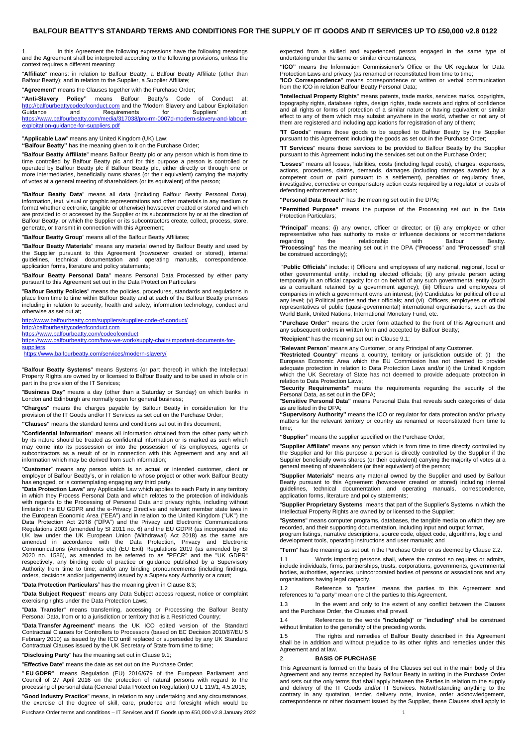# BALFOUR BEATTY'S STANDARD TERMS AND CONDITIONS FOR THE SUPPLY OF IT GOODS AND IT SERVICES UP TO £50,000 v2.8 0122

1. In this Agreement the following expressions have the following meanings and the Agreement shall be interpreted according to the following provisions, unless the context requires a different meaning:

"**Affiliate**" means: in relation to Balfour Beatty, a Balfour Beatty Affiliate (other than Balfour Beatty); and in relation to the Supplier, a Supplier Affiliate;

"**Agreement**" means the Clauses together with the Purchase Order;

**"Anti-Slavery Policy"** means Balfour Beatty's Code of Conduct at: http://balfourbeattycodeofconduct.com and the 'Modern Slavery and Labour Exploitation Guidance and Requirements for Suppliers' at: https://www.balfourbeatty.com/media/317038/prc-rm-0007d-modern-slavery-and-labour-exploitation-guidance-for-suppliers.pdf

"**Applicable Law**" means any United Kingdom (UK) Law;

**"Balfour Beatty"** has the meaning given to it on the Purchase Order;

"**Balfour Beatty Affiliate**" means Balfour Beatty plc or any person which is from time to time controlled by Balfour Beatty plc and for this purpose a person is controlled or operated by Balfour Beatty plc if Balfour Beatty plc, either directly or through one or more intermediaries, beneficially owns shares (or their equivalent) carrying the majority of votes at a general meeting of shareholders (or its equivalent) of the person;

"**Balfour Beatty Data**" means all data (including Balfour Beatty Personal Data), information, text, visual or graphic representations and other materials in any medium or format whether electronic, tangible or otherwise) howsoever created or stored and which are provided to or accessed by the Supplier or its subcontractors by or at the direction of Balfour Beatty; or which the Supplier or its subcontractors create, collect, process, store, generate, or transmit in connection with this Agreement;

"**Balfour Beatty Group**" means all of the Balfour Beatty Affiliates;

"**Balfour Beatty Materials**" means any material owned by Balfour Beatty and used by the Supplier pursuant to this Agreement (howsoever created or stored), internal guidelines, technical documentation and operating manuals, correspondence, application forms, literature and policy statements;

"**Balfour Beatty Personal Data**" means Personal Data Processed by either party pursuant to this Agreement set out in the Data Protection Particulars

"**Balfour Beatty Policies**" means the policies, procedures, standards and regulations in place from time to time within Balfour Beatty and at each of the Balfour Beatty premises including in relation to security, health and safety, information technology, conduct and otherwise as set out at;

http://www.balfourbeatty.com/suppliers/supplier-code-of-conduct/
http://balfourbeattycodeofconduct.com
https://www.balfourbeatty.com/codeofconduct
https://www.balfourbeatty.com/how-we-work/supply-chain/important-documents-for-suppliers
https://www.balfourbeatty.com/services/modern-slavery/

"**Balfour Beatty Systems**" means Systems (or part thereof) in which the Intellectual Property Rights are owned by or licensed to Balfour Beatty and to be used in whole or in part in the provision of the IT Services;

"**Business Day**" means a day (other than a Saturday or Sunday) on which banks in London and Edinburgh are normally open for general business;

"**Charges**" means the charges payable by Balfour Beatty in consideration for the provision of the IT Goods and/or IT Services as set out on the Purchase Order;

**"Clauses"** means the standard terms and conditions set out in this document;

"**Confidential Information**" means all information obtained from the other party which by its nature should be treated as confidential information or is marked as such which may come into its possession or into the possession of its employees, agents or subcontractors as a result of or in connection with this Agreement and any and all information which may be derived from such information;

"**Customer**" means any person which is an actual or intended customer, client or employer of Balfour Beatty's, or in relation to whose project or other work Balfour Beatty has engaged, or is contemplating engaging any third party.

"**Data Protection Laws**" means any Applicable Law which applies to each Party in any territory in which they Process Personal Data and which relates to the protection of individuals with regards to the Processing of Personal Data and privacy rights, including without limitation the EU GDPR and the e-Privacy Directive and relevant member state laws in the European Economic Area ("EEA") and in relation to the United Kingdom ("UK") the Data Protection Act 2018 ("DPA") and the Privacy and Electronic Communications Regulations 2003 (amended by SI 2011 no. 6) and the EU GDPR (as incorporated into UK law under the UK European Union (Withdrawal) Act 2018) as the same are amended in accordance with the Data Protection, Privacy and Electronic Communications (Amendments etc) (EU Exit) Regulations 2019 (as amended by SI 2020 no. 1586), as amended to be referred to as "PECR" and the "UK GDPR" respectively, any binding code of practice or guidance published by a Supervisory Authority from time to time; and/or any binding pronouncements (including findings, orders, decisions and/or judgements) issued by a Supervisory Authority or a court;

"**Data Protection Particulars**" has the meaning given in Clause 8.3;

"**Data Subject Request**" means any Data Subject access request, notice or complaint exercising rights under the Data Protection Laws;

"**Data Transfer**" means transferring, accessing or Processing the Balfour Beatty Personal Data, from or to a jurisdiction or territory that is a Restricted Country;

"**Data Transfer Agreement**" means the UK ICO edited version of the Standard Contractual Clauses for Controllers to Processors (based on EC Decision 2010/87/EU 5 February 2010) as issued by the ICO until replaced or superseded by any UK Standard Contractual Clauses issued by the UK Secretary of State from time to time;

"**Disclosing Party**" has the meaning set out in Clause 9.1;

"**Effective Date**" means the date as set out on the Purchase Order;

" **EU GDPR**" means Regulation (EU) 2016/679 of the European Parliament and Council of 27 April 2016 on the protection of natural persons with regard to the processing of personal data (General Data Protection Regulation) OJ L 119/1, 4.5.2016;

"**Good Industry Practice**" means, in relation to any undertaking and any circumstances, the exercise of the degree of skill, care, prudence and foresight which would be expected from a skilled and experienced person engaged in the same type of undertaking under the same or similar circumstances;

**"ICO"** means the Information Commissioner's Office or the UK regulator for Data Protection Laws and privacy (as renamed or reconstituted from time to time;

"**ICO Correspondence**" means correspondence or written or verbal communication from the ICO in relation Balfour Beatty Personal Data;

"**Intellectual Property Rights**" means patents, trade marks, services marks, copyrights, topography rights, database rights, design rights, trade secrets and rights of confidence and all rights or forms of protection of a similar nature or having equivalent or similar effect to any of them which may subsist anywhere in the world, whether or not any of them are registered and including applications for registration of any of them;

"**IT Goods**" means those goods to be supplied to Balfour Beatty by the Supplier pursuant to this Agreement including the goods as set out in the Purchase Order;

"**IT Services**" means those services to be provided to Balfour Beatty by the Supplier pursuant to this Agreement including the services set out on the Purchase Order;

"**Losses**" means all losses, liabilities, costs (including legal costs), charges, expenses, actions, procedures, claims, demands, damages (including damages awarded by a competent court or paid pursuant to a settlement), penalties or regulatory fines, investigative, corrective or compensatory action costs required by a regulator or costs of defending enforcement action;

**"Personal Data Breach"** has the meaning set out in the DPA**;**

**"Permitted Purpose"** means the purpose of the Processing set out in the Data Protection Particulars;

"**Principal**" means: (i) any owner, officer or director; or (ii) any employee or other representative who has authority to make or influence decisions or recommendations regarding the relationship with Balfour Beatty.

"**Processing**" has the meaning set out in the DPA ("**Process**" and "**Processed**" shall be construed accordingly);

"**Public Officials**" include: i) Officers and employees of any national, regional, local or other governmental entity, including elected officials; (ii) any private person acting temporarily in an official capacity for or on behalf of any such governmental entity (such as a consultant retained by a government agency); (iii) Officers and employees of companies in which a government owns an interest; (iv) Candidates for political office at any level; (v) Political parties and their officials; and (vi) Officers, employees or official representatives of public (quasi-governmental) international organisations, such as the World Bank, United Nations, International Monetary Fund, etc.

**"Purchase Order"** means the order form attached to the front of this Agreement and any subsequent orders in written form and accepted by Balfour Beatty;

"**Recipient**" has the meaning set out in Clause 9.1;

"**Relevant Person**" means any Customer, or any Principal of any Customer.

"**Restricted Country**" means a country, territory or jurisdiction outside of: (i) the European Economic Area which the EU Commission has not deemed to provide adequate protection in relation to Data Protection Laws and/or ii) the United Kingdom which the UK Secretary of State has not deemed to provide adequate protection in relation to Data Protection Laws;

"**Security Requirements"** means the requirements regarding the security of the Personal Data, as set out in the DPA;

"**Sensitive Personal Data"** means Personal Data that reveals such categories of data as are listed in the DPA;

**"Supervisory Authority"** means the ICO or regulator for data protection and/or privacy matters for the relevant territory or country as renamed or reconstituted from time to time;

**"Supplier"** means the supplier specified on the Purchase Order;

"**Supplier Affiliate**" means any person which is from time to time directly controlled by the Supplier and for this purpose a person is directly controlled by the Supplier if the Supplier beneficially owns shares (or their equivalent) carrying the majority of votes at a general meeting of shareholders (or their equivalent) of the person;

"**Supplier Materials**" means any material owned by the Supplier and used by Balfour Beatty pursuant to this Agreement (howsoever created or stored) including internal guidelines, technical documentation and operating manuals, correspondence, application forms, literature and policy statements;

"**Supplier Proprietary Systems**" means that part of the Supplier's Systems in which the Intellectual Property Rights are owned by or licensed to the Supplier;

"**Systems**" means computer programs, databases, the tangible media on which they are recorded, and their supporting documentation, including input and output format, program listings, narrative descriptions, source code, object code, algorithms, logic and development tools, operating instructions and user manuals; and

"**Term**" has the meaning as set out in the Purchase Order or as deemed by Clause 2.2.

1.1 Words importing persons shall, where the context so requires or admits, include individuals, firms, partnerships, trusts, corporations, governments, governmental bodies, authorities, agencies, unincorporated bodies of persons or associations and any organisations having legal capacity.

1.2 Reference to "parties" means the parties to this Agreement and references to "a party" mean one of the parties to this Agreement.

1.3 In the event and only to the extent of any conflict between the Clauses and the Purchase Order, the Clauses shall prevail.

1.4 References to the words "**include(s)**" or "**including**" shall be construed without limitation to the generality of the preceding words.

1.5 The rights and remedies of Balfour Beatty described in this Agreement shall be in addition and without prejudice to its other rights and remedies under this Agreement and at law.

## 2. BASIS OF PURCHASE

This Agreement is formed on the basis of the Clauses set out in the main body of this Agreement and any terms accepted by Balfour Beatty in writing in the Purchase Order and sets out the only terms that shall apply between the Parties in relation to the supply and delivery of the IT Goods and/or IT Services. Notwithstanding anything to the contrary in any quotation, tender, delivery note, invoice, order acknowledgement, correspondence or other document issued by the Supplier, these Clauses shall apply to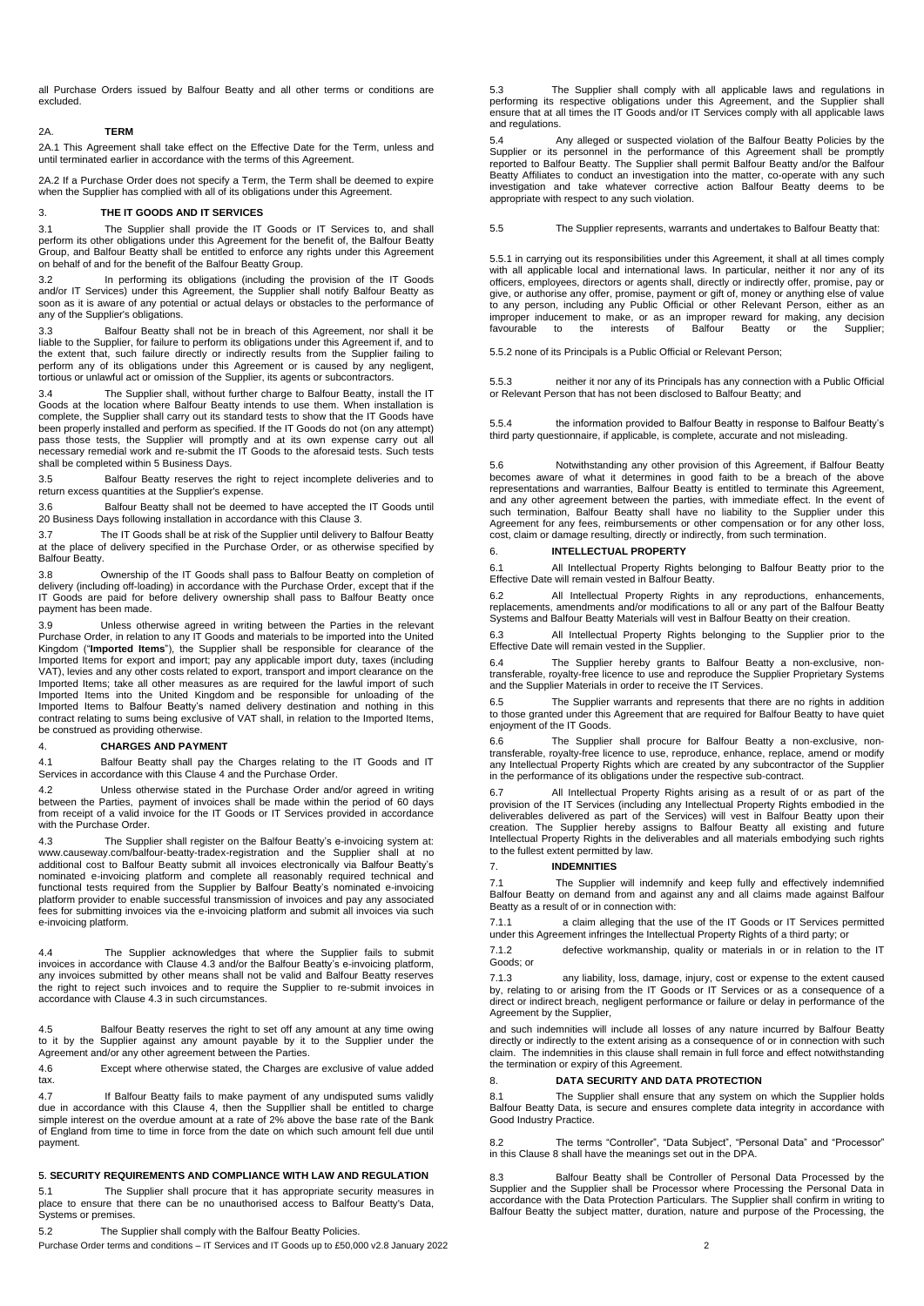all Purchase Orders issued by Balfour Beatty and all other terms or conditions are excluded.

## 2A. TERM

2A.1 This Agreement shall take effect on the Effective Date for the Term, unless and until terminated earlier in accordance with the terms of this Agreement.

2A.2 If a Purchase Order does not specify a Term, the Term shall be deemed to expire when the Supplier has complied with all of its obligations under this Agreement.

## 3. THE IT GOODS AND IT SERVICES

3.1 The Supplier shall provide the IT Goods or IT Services to, and shall perform its other obligations under this Agreement for the benefit of, the Balfour Beatty Group, and Balfour Beatty shall be entitled to enforce any rights under this Agreement on behalf of and for the benefit of the Balfour Beatty Group.

3.2 In performing its obligations (including the provision of the IT Goods and/or IT Services) under this Agreement, the Supplier shall notify Balfour Beatty as soon as it is aware of any potential or actual delays or obstacles to the performance of any of the Supplier's obligations.

3.3 Balfour Beatty shall not be in breach of this Agreement, nor shall it be liable to the Supplier, for failure to perform its obligations under this Agreement if, and to the extent that, such failure directly or indirectly results from the Supplier failing to perform any of its obligations under this Agreement or is caused by any negligent, tortious or unlawful act or omission of the Supplier, its agents or subcontractors.

3.4 The Supplier shall, without further charge to Balfour Beatty, install the IT Goods at the location where Balfour Beatty intends to use them. When installation is complete, the Supplier shall carry out its standard tests to show that the IT Goods have been properly installed and perform as specified. If the IT Goods do not (on any attempt) pass those tests, the Supplier will promptly and at its own expense carry out all necessary remedial work and re-submit the IT Goods to the aforesaid tests. Such tests shall be completed within 5 Business Days.

3.5 Balfour Beatty reserves the right to reject incomplete deliveries and to return excess quantities at the Supplier's expense.

3.6 Balfour Beatty shall not be deemed to have accepted the IT Goods until 20 Business Days following installation in accordance with this Clause 3.

3.7 The IT Goods shall be at risk of the Supplier until delivery to Balfour Beatty at the place of delivery specified in the Purchase Order, or as otherwise specified by Balfour Beatty.

3.8 Ownership of the IT Goods shall pass to Balfour Beatty on completion of delivery (including off-loading) in accordance with the Purchase Order, except that if the IT Goods are paid for before delivery ownership shall pass to Balfour Beatty once payment has been made.

3.9 Unless otherwise agreed in writing between the Parties in the relevant Purchase Order, in relation to any IT Goods and materials to be imported into the United Kingdom ("**Imported Items**"), the Supplier shall be responsible for clearance of the Imported Items for export and import; pay any applicable import duty, taxes (including VAT), levies and any other costs related to export, transport and import clearance on the Imported Items; take all other measures as are required for the lawful import of such Imported Items into the United Kingdom and be responsible for unloading of the Imported Items to Balfour Beatty's named delivery destination and nothing in this contract relating to sums being exclusive of VAT shall, in relation to the Imported Items, be construed as providing otherwise.

## 4. CHARGES AND PAYMENT

4.1 Balfour Beatty shall pay the Charges relating to the IT Goods and IT Services in accordance with this Clause 4 and the Purchase Order.

4.2 Unless otherwise stated in the Purchase Order and/or agreed in writing between the Parties, payment of invoices shall be made within the period of 60 days from receipt of a valid invoice for the IT Goods or IT Services provided in accordance with the Purchase Order.

4.3 The Supplier shall register on the Balfour Beatty's e-invoicing system at: www.causeway.com/balfour-beatty-tradex-registration and the Supplier shall at no additional cost to Balfour Beatty submit all invoices electronically via Balfour Beatty's nominated e-invoicing platform and complete all reasonably required technical and functional tests required from the Supplier by Balfour Beatty's nominated e-invoicing platform provider to enable successful transmission of invoices and pay any associated fees for submitting invoices via the e-invoicing platform and submit all invoices via such e-invoicing platform.

4.4 The Supplier acknowledges that where the Supplier fails to submit invoices in accordance with Clause 4.3 and/or the Balfour Beatty's e-invoicing platform, any invoices submitted by other means shall not be valid and Balfour Beatty reserves the right to reject such invoices and to require the Supplier to re-submit invoices in accordance with Clause 4.3 in such circumstances.

4.5 Balfour Beatty reserves the right to set off any amount at any time owing to it by the Supplier against any amount payable by it to the Supplier under the Agreement and/or any other agreement between the Parties.

4.6 Except where otherwise stated, the Charges are exclusive of value added tax.

4.7 If Balfour Beatty fails to make payment of any undisputed sums validly due in accordance with this Clause 4, then the Suppllier shall be entitled to charge simple interest on the overdue amount at a rate of 2% above the base rate of the Bank of England from time to time in force from the date on which such amount fell due until payment.

## 5. SECURITY REQUIREMENTS AND COMPLIANCE WITH LAW AND REGULATION

5.1 The Supplier shall procure that it has appropriate security measures in place to ensure that there can be no unauthorised access to Balfour Beatty's Data, Systems or premises.

5.2 The Supplier shall comply with the Balfour Beatty Policies.

5.3 The Supplier shall comply with all applicable laws and regulations in performing its respective obligations under this Agreement, and the Supplier shall ensure that at all times the IT Goods and/or IT Services comply with all applicable laws and regulations.

5.4 Any alleged or suspected violation of the Balfour Beatty Policies by the Supplier or its personnel in the performance of this Agreement shall be promptly reported to Balfour Beatty. The Supplier shall permit Balfour Beatty and/or the Balfour Beatty Affiliates to conduct an investigation into the matter, co-operate with any such investigation and take whatever corrective action Balfour Beatty deems to be appropriate with respect to any such violation.

5.5 The Supplier represents, warrants and undertakes to Balfour Beatty that:

5.5.1 in carrying out its responsibilities under this Agreement, it shall at all times comply with all applicable local and international laws. In particular, neither it nor any of its officers, employees, directors or agents shall, directly or indirectly offer, promise, pay or give, or authorise any offer, promise, payment or gift of, money or anything else of value to any person, including any Public Official or other Relevant Person, either as an improper inducement to make, or as an improper reward for making, any decision favourable to the interests of Balfour Beatty or the Supplier;

5.5.2 none of its Principals is a Public Official or Relevant Person;

5.5.3 neither it nor any of its Principals has any connection with a Public Official or Relevant Person that has not been disclosed to Balfour Beatty; and

5.5.4 the information provided to Balfour Beatty in response to Balfour Beatty's third party questionnaire, if applicable, is complete, accurate and not misleading.

5.6 Notwithstanding any other provision of this Agreement, if Balfour Beatty becomes aware of what it determines in good faith to be a breach of the above representations and warranties, Balfour Beatty is entitled to terminate this Agreement, and any other agreement between the parties, with immediate effect. In the event of such termination, Balfour Beatty shall have no liability to the Supplier under this Agreement for any fees, reimbursements or other compensation or for any other loss, cost, claim or damage resulting, directly or indirectly, from such termination.

## 6. INTELLECTUAL PROPERTY

6.1 All Intellectual Property Rights belonging to Balfour Beatty prior to the Effective Date will remain vested in Balfour Beatty.

6.2 All Intellectual Property Rights in any reproductions, enhancements, replacements, amendments and/or modifications to all or any part of the Balfour Beatty Systems and Balfour Beatty Materials will vest in Balfour Beatty on their creation.

6.3 All Intellectual Property Rights belonging to the Supplier prior to the Effective Date will remain vested in the Supplier.

6.4 The Supplier hereby grants to Balfour Beatty a non-exclusive, non-transferable, royalty-free licence to use and reproduce the Supplier Proprietary Systems and the Supplier Materials in order to receive the IT Services.

6.5 The Supplier warrants and represents that there are no rights in addition to those granted under this Agreement that are required for Balfour Beatty to have quiet enjoyment of the IT Goods.

6.6 The Supplier shall procure for Balfour Beatty a non-exclusive, non-transferable, royalty-free licence to use, reproduce, enhance, replace, amend or modify any Intellectual Property Rights which are created by any subcontractor of the Supplier in the performance of its obligations under the respective sub-contract.

6.7 All Intellectual Property Rights arising as a result of or as part of the provision of the IT Services (including any Intellectual Property Rights embodied in the deliverables delivered as part of the Services) will vest in Balfour Beatty upon their creation. The Supplier hereby assigns to Balfour Beatty all existing and future Intellectual Property Rights in the deliverables and all materials embodying such rights to the fullest extent permitted by law.

## 7. INDEMNITIES

7.1 The Supplier will indemnify and keep fully and effectively indemnified Balfour Beatty on demand from and against any and all claims made against Balfour Beatty as a result of or in connection with:

7.1.1 a claim alleging that the use of the IT Goods or IT Services permitted under this Agreement infringes the Intellectual Property Rights of a third party; or

7.1.2 defective workmanship, quality or materials in or in relation to the IT Goods; or

7.1.3 any liability, loss, damage, injury, cost or expense to the extent caused by, relating to or arising from the IT Goods or IT Services or as a consequence of a direct or indirect breach, negligent performance or failure or delay in performance of the Agreement by the Supplier,

and such indemnities will include all losses of any nature incurred by Balfour Beatty directly or indirectly to the extent arising as a consequence of or in connection with such claim. The indemnities in this clause shall remain in full force and effect notwithstanding the termination or expiry of this Agreement.

## 8. DATA SECURITY AND DATA PROTECTION

8.1 The Supplier shall ensure that any system on which the Supplier holds Balfour Beatty Data, is secure and ensures complete data integrity in accordance with Good Industry Practice.

8.2 The terms "Controller", "Data Subject", "Personal Data" and "Processor" in this Clause 8 shall have the meanings set out in the DPA.

8.3 Balfour Beatty shall be Controller of Personal Data Processed by the Supplier and the Supplier shall be Processor where Processing the Personal Data in accordance with the Data Protection Particulars. The Supplier shall confirm in writing to Balfour Beatty the subject matter, duration, nature and purpose of the Processing, the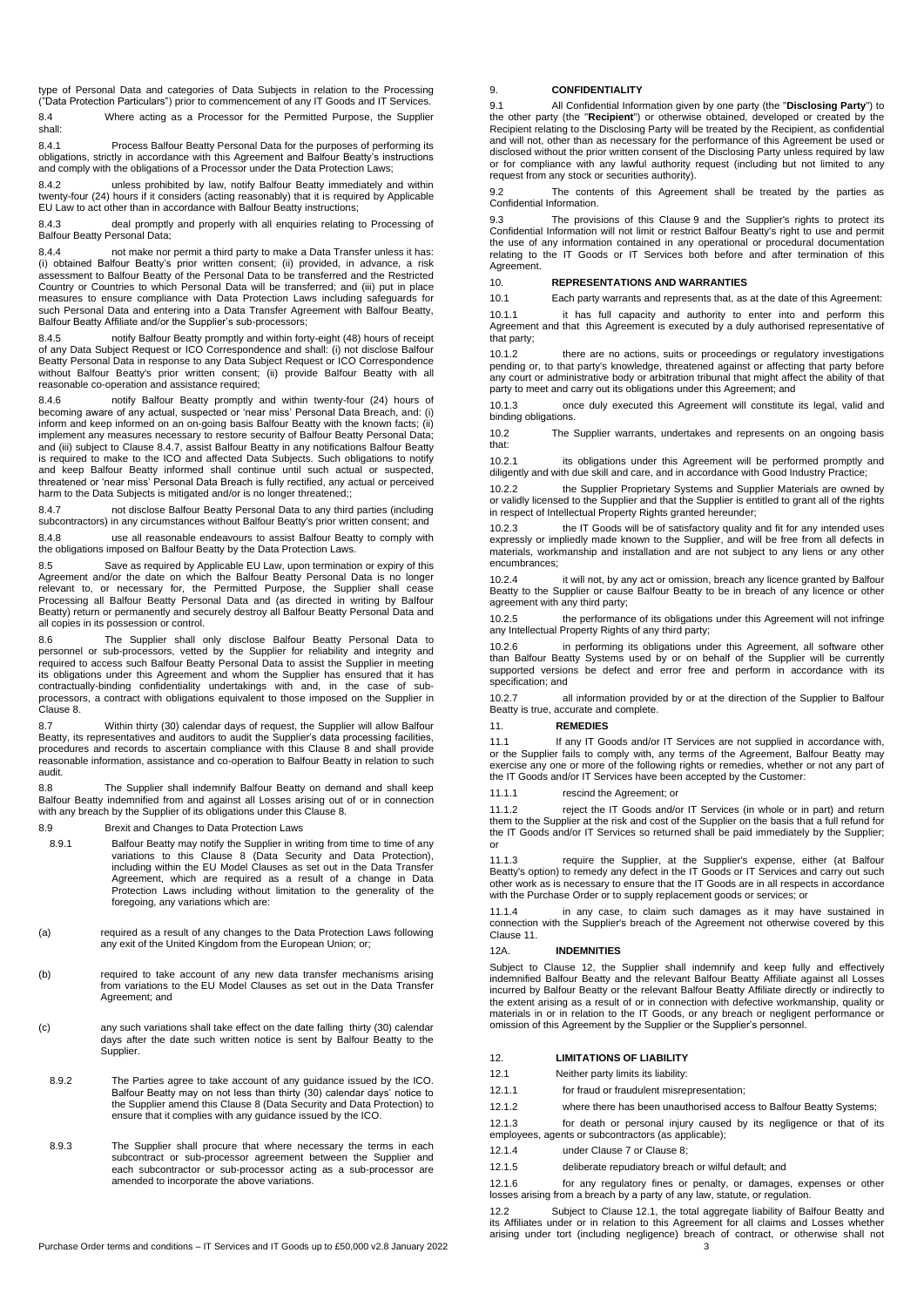type of Personal Data and categories of Data Subjects in relation to the Processing ("Data Protection Particulars") prior to commencement of any IT Goods and IT Services.

8.4 Where acting as a Processor for the Permitted Purpose, the Supplier shall:

8.4.1 Process Balfour Beatty Personal Data for the purposes of performing its obligations, strictly in accordance with this Agreement and Balfour Beatty's instructions and comply with the obligations of a Processor under the Data Protection Laws;

8.4.2 unless prohibited by law, notify Balfour Beatty immediately and within twenty-four (24) hours if it considers (acting reasonably) that it is required by Applicable EU Law to act other than in accordance with Balfour Beatty instructions;

8.4.3 deal promptly and properly with all enquiries relating to Processing of Balfour Beatty Personal Data;

8.4.4 not make nor permit a third party to make a Data Transfer unless it has: (i) obtained Balfour Beatty's prior written consent; (ii) provided, in advance, a risk assessment to Balfour Beatty of the Personal Data to be transferred and the Restricted Country or Countries to which Personal Data will be transferred; and (iii) put in place measures to ensure compliance with Data Protection Laws including safeguards for such Personal Data and entering into a Data Transfer Agreement with Balfour Beatty, Balfour Beatty Affiliate and/or the Supplier's sub-processors;

8.4.5 notify Balfour Beatty promptly and within forty-eight (48) hours of receipt of any Data Subject Request or ICO Correspondence and shall: (i) not disclose Balfour Beatty Personal Data in response to any Data Subject Request or ICO Correspondence without Balfour Beatty's prior written consent; (ii) provide Balfour Beatty with all reasonable co-operation and assistance required;

8.4.6 notify Balfour Beatty promptly and within twenty-four (24) hours of becoming aware of any actual, suspected or 'near miss' Personal Data Breach, and: (i) inform and keep informed on an on-going basis Balfour Beatty with the known facts; (ii) implement any measures necessary to restore security of Balfour Beatty Personal Data; and (iii) subject to Clause 8.4.7, assist Balfour Beatty in any notifications Balfour Beatty is required to make to the ICO and affected Data Subjects. Such obligations to notify and keep Balfour Beatty informed shall continue until such actual or suspected, threatened or 'near miss' Personal Data Breach is fully rectified, any actual or perceived harm to the Data Subjects is mitigated and/or is no longer threatened;;

8.4.7 not disclose Balfour Beatty Personal Data to any third parties (including subcontractors) in any circumstances without Balfour Beatty's prior written consent; and

8.4.8 use all reasonable endeavours to assist Balfour Beatty to comply with the obligations imposed on Balfour Beatty by the Data Protection Laws.

8.5 Save as required by Applicable EU Law, upon termination or expiry of this Agreement and/or the date on which the Balfour Beatty Personal Data is no longer relevant to, or necessary for, the Permitted Purpose, the Supplier shall cease Processing all Balfour Beatty Personal Data and (as directed in writing by Balfour Beatty) return or permanently and securely destroy all Balfour Beatty Personal Data and all copies in its possession or control.

8.6 The Supplier shall only disclose Balfour Beatty Personal Data to personnel or sub-processors, vetted by the Supplier for reliability and integrity and required to access such Balfour Beatty Personal Data to assist the Supplier in meeting its obligations under this Agreement and whom the Supplier has ensured that it has contractually-binding confidentiality undertakings with and, in the case of sub-processors, a contract with obligations equivalent to those imposed on the Supplier in Clause 8.

8.7 Within thirty (30) calendar days of request, the Supplier will allow Balfour Beatty, its representatives and auditors to audit the Supplier's data processing facilities, procedures and records to ascertain compliance with this Clause 8 and shall provide reasonable information, assistance and co-operation to Balfour Beatty in relation to such audit.

8.8 The Supplier shall indemnify Balfour Beatty on demand and shall keep Balfour Beatty indemnified from and against all Losses arising out of or in connection with any breach by the Supplier of its obligations under this Clause 8.

8.9 Brexit and Changes to Data Protection Laws

8.9.1 Balfour Beatty may notify the Supplier in writing from time to time of any variations to this Clause 8 (Data Security and Data Protection), including within the EU Model Clauses as set out in the Data Transfer Agreement, which are required as a result of a change in Data Protection Laws including without limitation to the generality of the foregoing, any variations which are:

(a) required as a result of any changes to the Data Protection Laws following any exit of the United Kingdom from the European Union; or;

(b) required to take account of any new data transfer mechanisms arising from variations to the EU Model Clauses as set out in the Data Transfer Agreement; and

(c) any such variations shall take effect on the date falling thirty (30) calendar days after the date such written notice is sent by Balfour Beatty to the Supplier.

8.9.2 The Parties agree to take account of any guidance issued by the ICO. Balfour Beatty may on not less than thirty (30) calendar days' notice to the Supplier amend this Clause 8 (Data Security and Data Protection) to ensure that it complies with any guidance issued by the ICO.

8.9.3 The Supplier shall procure that where necessary the terms in each subcontract or sub-processor agreement between the Supplier and each subcontractor or sub-processor acting as a sub-processor are amended to incorporate the above variations.

## 9. CONFIDENTIALITY

9.1 All Confidential Information given by one party (the "**Disclosing Party**") to the other party (the "**Recipient**") or otherwise obtained, developed or created by the Recipient relating to the Disclosing Party will be treated by the Recipient, as confidential and will not, other than as necessary for the performance of this Agreement be used or disclosed without the prior written consent of the Disclosing Party unless required by law or for compliance with any lawful authority request (including but not limited to any request from any stock or securities authority).

9.2 The contents of this Agreement shall be treated by the parties as Confidential Information.

9.3 The provisions of this Clause 9 and the Supplier's rights to protect its Confidential Information will not limit or restrict Balfour Beatty's right to use and permit the use of any information contained in any operational or procedural documentation relating to the IT Goods or IT Services both before and after termination of this Agreement.

## 10. REPRESENTATIONS AND WARRANTIES

10.1 Each party warrants and represents that, as at the date of this Agreement:

10.1.1 it has full capacity and authority to enter into and perform this Agreement and that this Agreement is executed by a duly authorised representative of that party;

10.1.2 there are no actions, suits or proceedings or regulatory investigations pending or, to that party's knowledge, threatened against or affecting that party before any court or administrative body or arbitration tribunal that might affect the ability of that party to meet and carry out its obligations under this Agreement; and

10.1.3 once duly executed this Agreement will constitute its legal, valid and binding obligations.

10.2 The Supplier warrants, undertakes and represents on an ongoing basis that:

10.2.1 its obligations under this Agreement will be performed promptly and diligently and with due skill and care, and in accordance with Good Industry Practice;

10.2.2 the Supplier Proprietary Systems and Supplier Materials are owned by or validly licensed to the Supplier and that the Supplier is entitled to grant all of the rights in respect of Intellectual Property Rights granted hereunder;

10.2.3 the IT Goods will be of satisfactory quality and fit for any intended uses expressly or impliedly made known to the Supplier, and will be free from all defects in materials, workmanship and installation and are not subject to any liens or any other encumbrances;

10.2.4 it will not, by any act or omission, breach any licence granted by Balfour Beatty to the Supplier or cause Balfour Beatty to be in breach of any licence or other agreement with any third party;

10.2.5 the performance of its obligations under this Agreement will not infringe any Intellectual Property Rights of any third party;

10.2.6 in performing its obligations under this Agreement, all software other than Balfour Beatty Systems used by or on behalf of the Supplier will be currently supported versions be defect and error free and perform in accordance with its specification; and

10.2.7 all information provided by or at the direction of the Supplier to Balfour Beatty is true, accurate and complete.

## 11. REMEDIES

11.1 If any IT Goods and/or IT Services are not supplied in accordance with, or the Supplier fails to comply with, any terms of the Agreement, Balfour Beatty may exercise any one or more of the following rights or remedies, whether or not any part of the IT Goods and/or IT Services have been accepted by the Customer:

11.1.1 rescind the Agreement; or

11.1.2 reject the IT Goods and/or IT Services (in whole or in part) and return them to the Supplier at the risk and cost of the Supplier on the basis that a full refund for the IT Goods and/or IT Services so returned shall be paid immediately by the Supplier; or

11.1.3 require the Supplier, at the Supplier's expense, either (at Balfour Beatty's option) to remedy any defect in the IT Goods or IT Services and carry out such other work as is necessary to ensure that the IT Goods are in all respects in accordance with the Purchase Order or to supply replacement goods or services; or

11.1.4 in any case, to claim such damages as it may have sustained in connection with the Supplier's breach of the Agreement not otherwise covered by this Clause 11.

## 12A. INDEMNITIES

Subject to Clause 12, the Supplier shall indemnify and keep fully and effectively indemnified Balfour Beatty and the relevant Balfour Beatty Affiliate against all Losses incurred by Balfour Beatty or the relevant Balfour Beatty Affiliate directly or indirectly to the extent arising as a result of or in connection with defective workmanship, quality or materials in or in relation to the IT Goods, or any breach or negligent performance or omission of this Agreement by the Supplier or the Supplier's personnel.

## 12. LIMITATIONS OF LIABILITY

12.1 Neither party limits its liability:

12.1.1 for fraud or fraudulent misrepresentation;

12.1.2 where there has been unauthorised access to Balfour Beatty Systems;

12.1.3 for death or personal injury caused by its negligence or that of its employees, agents or subcontractors (as applicable);

12.1.4 under Clause 7 or Clause 8;

12.1.5 deliberate repudiatory breach or wilful default; and

12.1.6 for any regulatory fines or penalty, or damages, expenses or other losses arising from a breach by a party of any law, statute, or regulation.

12.2 Subject to Clause 12.1, the total aggregate liability of Balfour Beatty and its Affiliates under or in relation to this Agreement for all claims and Losses whether arising under tort (including negligence) breach of contract, or otherwise shall not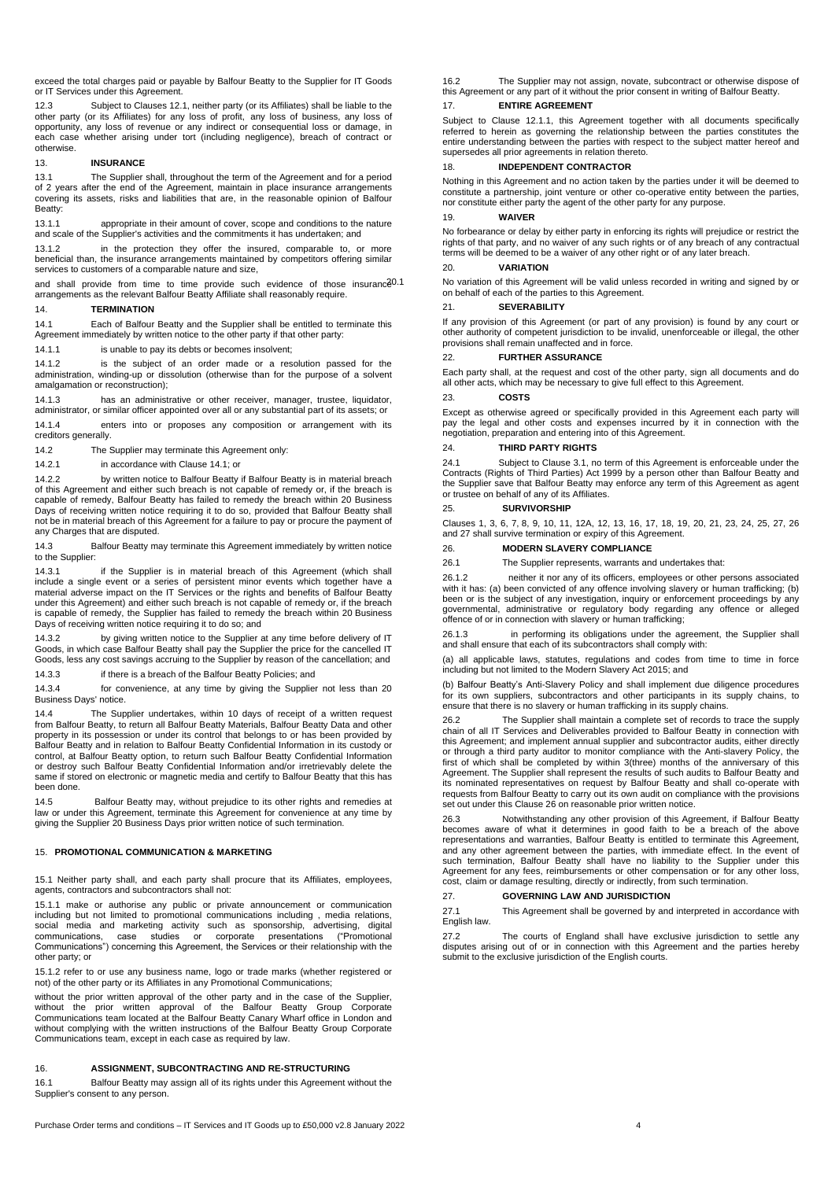exceed the total charges paid or payable by Balfour Beatty to the Supplier for IT Goods or IT Services under this Agreement.

12.3 Subject to Clauses 12.1, neither party (or its Affiliates) shall be liable to the other party (or its Affiliates) for any loss of profit, any loss of business, any loss of opportunity, any loss of revenue or any indirect or consequential loss or damage, in each case whether arising under tort (including negligence), breach of contract or otherwise.

## 13. INSURANCE

13.1 The Supplier shall, throughout the term of the Agreement and for a period of 2 years after the end of the Agreement, maintain in place insurance arrangements covering its assets, risks and liabilities that are, in the reasonable opinion of Balfour Beatty:

13.1.1 appropriate in their amount of cover, scope and conditions to the nature and scale of the Supplier's activities and the commitments it has undertaken; and

13.1.2 in the protection they offer the insured, comparable to, or more beneficial than, the insurance arrangements maintained by competitors offering similar services to customers of a comparable nature and size,

and shall provide from time to time provide such evidence of those insurance arrangements as the relevant Balfour Beatty Affiliate shall reasonably require.

## 14. TERMINATION

14.1 Each of Balfour Beatty and the Supplier shall be entitled to terminate this Agreement immediately by written notice to the other party if that other party:

14.1.1 is unable to pay its debts or becomes insolvent;

14.1.2 is the subject of an order made or a resolution passed for the administration, winding-up or dissolution (otherwise than for the purpose of a solvent amalgamation or reconstruction);

14.1.3 has an administrative or other receiver, manager, trustee, liquidator, administrator, or similar officer appointed over all or any substantial part of its assets; or

14.1.4 enters into or proposes any composition or arrangement with its creditors generally.

14.2 The Supplier may terminate this Agreement only:

14.2.1 in accordance with Clause 14.1; or

14.2.2 by written notice to Balfour Beatty if Balfour Beatty is in material breach of this Agreement and either such breach is not capable of remedy or, if the breach is capable of remedy, Balfour Beatty has failed to remedy the breach within 20 Business Days of receiving written notice requiring it to do so, provided that Balfour Beatty shall not be in material breach of this Agreement for a failure to pay or procure the payment of any Charges that are disputed.

14.3 Balfour Beatty may terminate this Agreement immediately by written notice to the Supplier:

14.3.1 if the Supplier is in material breach of this Agreement (which shall include a single event or a series of persistent minor events which together have a material adverse impact on the IT Services or the rights and benefits of Balfour Beatty under this Agreement) and either such breach is not capable of remedy or, if the breach is capable of remedy, the Supplier has failed to remedy the breach within 20 Business Days of receiving written notice requiring it to do so; and

14.3.2 by giving written notice to the Supplier at any time before delivery of IT Goods, in which case Balfour Beatty shall pay the Supplier the price for the cancelled IT Goods, less any cost savings accruing to the Supplier by reason of the cancellation; and

14.3.3 if there is a breach of the Balfour Beatty Policies; and

14.3.4 for convenience, at any time by giving the Supplier not less than 20 Business Days' notice.

14.4 The Supplier undertakes, within 10 days of receipt of a written request from Balfour Beatty, to return all Balfour Beatty Materials, Balfour Beatty Data and other property in its possession or under its control that belongs to or has been provided by Balfour Beatty and in relation to Balfour Beatty Confidential Information in its custody or control, at Balfour Beatty option, to return such Balfour Beatty Confidential Information or destroy such Balfour Beatty Confidential Information and/or irretrievably delete the same if stored on electronic or magnetic media and certify to Balfour Beatty that this has been done.

14.5 Balfour Beatty may, without prejudice to its other rights and remedies at law or under this Agreement, terminate this Agreement for convenience at any time by giving the Supplier 20 Business Days prior written notice of such termination.

## 15. PROMOTIONAL COMMUNICATION & MARKETING

15.1 Neither party shall, and each party shall procure that its Affiliates, employees, agents, contractors and subcontractors shall not:

15.1.1 make or authorise any public or private announcement or communication including but not limited to promotional communications including , media relations, social media and marketing activity such as sponsorship, advertising, digital communications, case studies or corporate presentations ("Promotional Communications") concerning this Agreement, the Services or their relationship with the other party; or

15.1.2 refer to or use any business name, logo or trade marks (whether registered or not) of the other party or its Affiliates in any Promotional Communications;

without the prior written approval of the other party and in the case of the Supplier, without the prior written approval of the Balfour Beatty Group Corporate Communications team located at the Balfour Beatty Canary Wharf office in London and without complying with the written instructions of the Balfour Beatty Group Corporate Communications team, except in each case as required by law.

## 16. ASSIGNMENT, SUBCONTRACTING AND RE-STRUCTURING

16.1 Balfour Beatty may assign all of its rights under this Agreement without the Supplier's consent to any person.

16.2 The Supplier may not assign, novate, subcontract or otherwise dispose of this Agreement or any part of it without the prior consent in writing of Balfour Beatty.

## 17. ENTIRE AGREEMENT

Subject to Clause 12.1.1, this Agreement together with all documents specifically referred to herein as governing the relationship between the parties constitutes the entire understanding between the parties with respect to the subject matter hereof and supersedes all prior agreements in relation thereto.

## 18. INDEPENDENT CONTRACTOR

Nothing in this Agreement and no action taken by the parties under it will be deemed to constitute a partnership, joint venture or other co-operative entity between the parties, nor constitute either party the agent of the other party for any purpose.

## 19. WAIVER

No forbearance or delay by either party in enforcing its rights will prejudice or restrict the rights of that party, and no waiver of any such rights or of any breach of any contractual terms will be deemed to be a waiver of any other right or of any later breach.

## 20. VARIATION

20.1 No variation of this Agreement will be valid unless recorded in writing and signed by or on behalf of each of the parties to this Agreement.

## 21. SEVERABILITY

If any provision of this Agreement (or part of any provision) is found by any court or other authority of competent jurisdiction to be invalid, unenforceable or illegal, the other provisions shall remain unaffected and in force.

## 22. FURTHER ASSURANCE

Each party shall, at the request and cost of the other party, sign all documents and do all other acts, which may be necessary to give full effect to this Agreement.

## 23. COSTS

Except as otherwise agreed or specifically provided in this Agreement each party will pay the legal and other costs and expenses incurred by it in connection with the negotiation, preparation and entering into of this Agreement.

## 24. THIRD PARTY RIGHTS

24.1 Subject to Clause 3.1, no term of this Agreement is enforceable under the Contracts (Rights of Third Parties) Act 1999 by a person other than Balfour Beatty and the Supplier save that Balfour Beatty may enforce any term of this Agreement as agent or trustee on behalf of any of its Affiliates.

## 25. SURVIVORSHIP

Clauses 1, 3, 6, 7, 8, 9, 10, 11, 12A, 12, 13, 16, 17, 18, 19, 20, 21, 23, 24, 25, 27, 26 and 27 shall survive termination or expiry of this Agreement.

## 26. MODERN SLAVERY COMPLIANCE

26.1 The Supplier represents, warrants and undertakes that:

26.1.2 neither it nor any of its officers, employees or other persons associated with it has: (a) been convicted of any offence involving slavery or human trafficking; (b) been or is the subject of any investigation, inquiry or enforcement proceedings by any governmental, administrative or regulatory body regarding any offence or alleged offence of or in connection with slavery or human trafficking;

26.1.3 in performing its obligations under the agreement, the Supplier shall and shall ensure that each of its subcontractors shall comply with:

(a) all applicable laws, statutes, regulations and codes from time to time in force including but not limited to the Modern Slavery Act 2015; and

(b) Balfour Beatty's Anti-Slavery Policy and shall implement due diligence procedures for its own suppliers, subcontractors and other participants in its supply chains, to ensure that there is no slavery or human trafficking in its supply chains.

26.2 The Supplier shall maintain a complete set of records to trace the supply chain of all IT Services and Deliverables provided to Balfour Beatty in connection with this Agreement; and implement annual supplier and subcontractor audits, either directly or through a third party auditor to monitor compliance with the Anti-slavery Policy, the first of which shall be completed by within 3(three) months of the anniversary of this Agreement. The Supplier shall represent the results of such audits to Balfour Beatty and its nominated representatives on request by Balfour Beatty and shall co-operate with requests from Balfour Beatty to carry out its own audit on compliance with the provisions set out under this Clause 26 on reasonable prior written notice.

26.3 Notwithstanding any other provision of this Agreement, if Balfour Beatty becomes aware of what it determines in good faith to be a breach of the above representations and warranties, Balfour Beatty is entitled to terminate this Agreement, and any other agreement between the parties, with immediate effect. In the event of such termination, Balfour Beatty shall have no liability to the Supplier under this Agreement for any fees, reimbursements or other compensation or for any other loss, cost, claim or damage resulting, directly or indirectly, from such termination.

## 27. GOVERNING LAW AND JURISDICTION

27.1 This Agreement shall be governed by and interpreted in accordance with English law.

27.2 The courts of England shall have exclusive jurisdiction to settle any disputes arising out of or in connection with this Agreement and the parties hereby submit to the exclusive jurisdiction of the English courts.